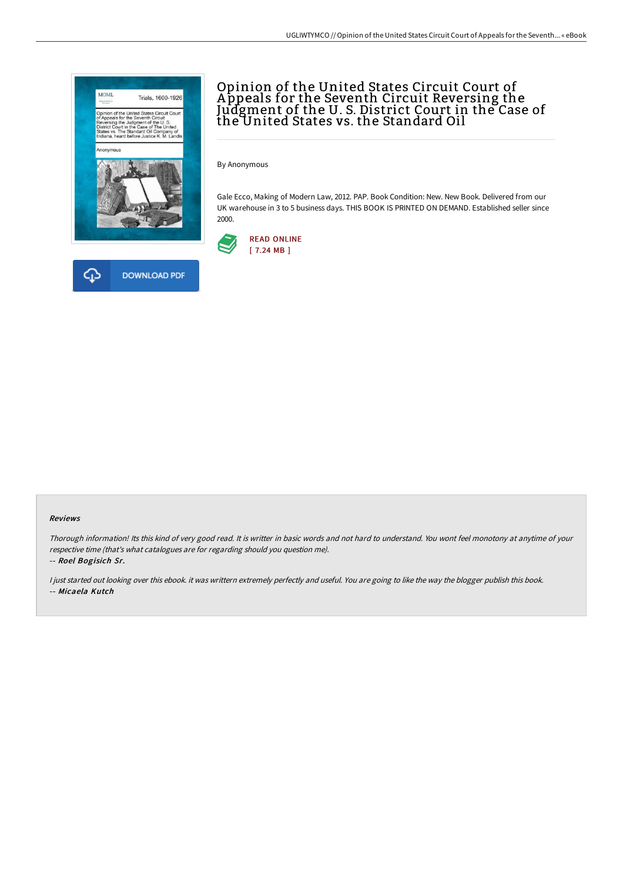# Opinion of the United States Circuit Court of Appeals for the Seventh Circuit Reversing the Judgment of the U. S. District Court in the Case of the United States vs. the Standard Oil

By Anonymous

Gale Ecco, Making of Modern Law, 2012. PAP. Book Condition: New. New Book. Delivered from our UK warehouse in 3 to 5 business days. THIS BOOK IS PRINTED ON DEMAND. Established seller since 2000.

READ ONLINE
[ 7.24 MB ]

DOWNLOAD PDF

#### Reviews

*Thorough information! Its this kind of very good read. It is writter in basic words and not hard to understand. You wont feel monotony at anytime of your respective time (that's what catalogues are for regarding should you question me).*

*-- Roel Bogisich Sr.*

*I just started out looking over this ebook. it was writtern extremely perfectly and useful. You are going to like the way the blogger publish this book.*

*-- Micaela Kutch*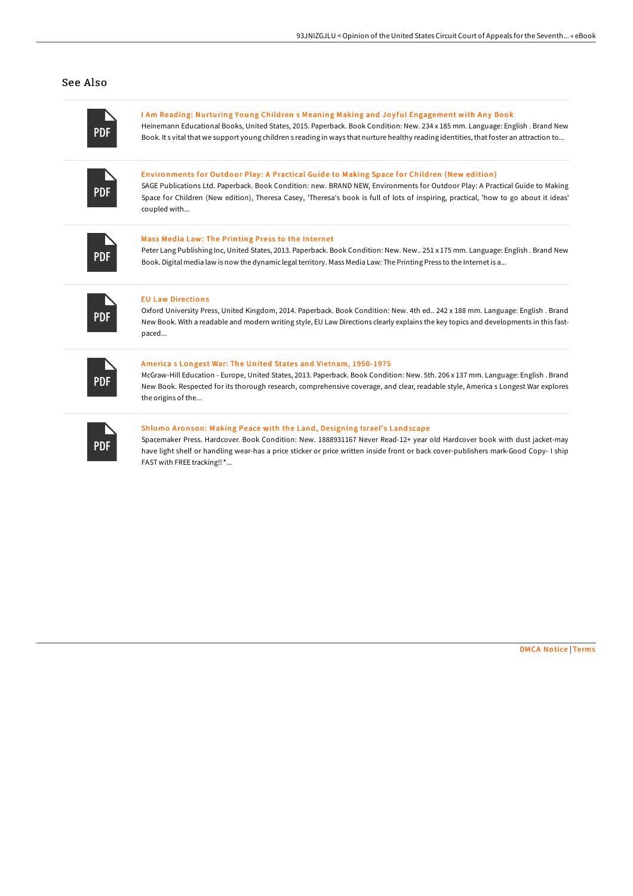## See Also

### I Am Reading: Nurturing Young Children s Meaning Making and Joyful Engagement with Any Book

Heinemann Educational Books, United States, 2015. Paperback. Book Condition: New. 234 x 185 mm. Language: English . Brand New Book. It s vital that we support young children s reading in ways that nurture healthy reading identities, that foster an attraction to...

### Environments for Outdoor Play: A Practical Guide to Making Space for Children (New edition)

SAGE Publications Ltd. Paperback. Book Condition: new. BRAND NEW, Environments for Outdoor Play: A Practical Guide to Making Space for Children (New edition), Theresa Casey, 'Theresa's book is full of lots of inspiring, practical, 'how to go about it ideas' coupled with...

### Mass Media Law: The Printing Press to the Internet

Peter Lang Publishing Inc, United States, 2013. Paperback. Book Condition: New. New.. 251 x 175 mm. Language: English . Brand New Book. Digital media law is now the dynamic legal territory. Mass Media Law: The Printing Press to the Internet is a...

### EU Law Directions

Oxford University Press, United Kingdom, 2014. Paperback. Book Condition: New. 4th ed.. 242 x 188 mm. Language: English . Brand New Book. With a readable and modern writing style, EU Law Directions clearly explains the key topics and developments in this fast-paced...

### America s Longest War: The United States and Vietnam, 1950-1975

McGraw-Hill Education - Europe, United States, 2013. Paperback. Book Condition: New. 5th. 206 x 137 mm. Language: English . Brand New Book. Respected for its thorough research, comprehensive coverage, and clear, readable style, America s Longest War explores the origins of the...

### Shlomo Aronson: Making Peace with the Land, Designing Israel's Landscape

Spacemaker Press. Hardcover. Book Condition: New. 1888931167 Never Read-12+ year old Hardcover book with dust jacket-may have light shelf or handling wear-has a price sticker or price written inside front or back cover-publishers mark-Good Copy- I ship FAST with FREE tracking!! *...

DMCA Notice | Terms